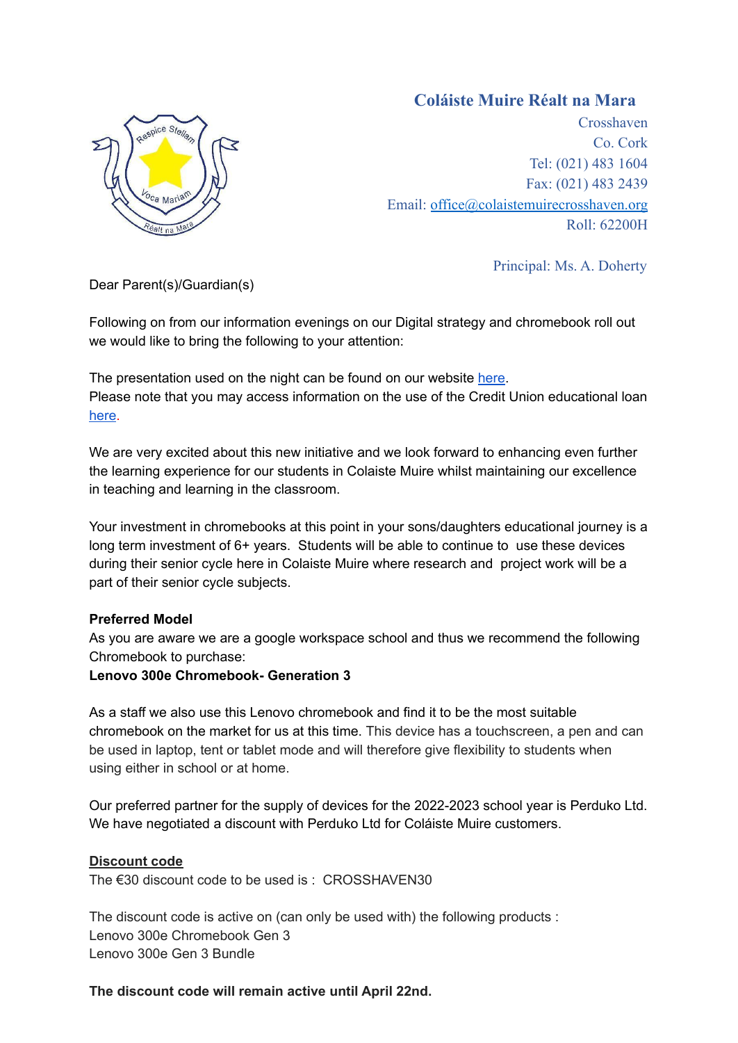**Coláiste Muire Réalt na Mara**

Crosshaven
Co. Cork
Tel: (021) 483 1604
Fax: (021) 483 2439
Email: office@colaistemuirecrosshaven.org
Roll: 62200H

Principal: Ms. A. Doherty

Dear Parent(s)/Guardian(s)

Following on from our information evenings on our Digital strategy and chromebook roll out we would like to bring the following to your attention:

The presentation used on the night can be found on our website here.
Please note that you may access information on the use of the Credit Union educational loan here.

We are very excited about this new initiative and we look forward to enhancing even further the learning experience for our students in Colaiste Muire whilst maintaining our excellence in teaching and learning in the classroom.

Your investment in chromebooks at this point in your sons/daughters educational journey is a long term investment of 6+ years. Students will be able to continue to use these devices during their senior cycle here in Colaiste Muire where research and project work will be a part of their senior cycle subjects.

**Preferred Model**

As you are aware we are a google workspace school and thus we recommend the following Chromebook to purchase:

**Lenovo 300e Chromebook- Generation 3**

As a staff we also use this Lenovo chromebook and find it to be the most suitable chromebook on the market for us at this time. This device has a touchscreen, a pen and can be used in laptop, tent or tablet mode and will therefore give flexibility to students when using either in school or at home.

Our preferred partner for the supply of devices for the 2022-2023 school year is Perduko Ltd. We have negotiated a discount with Perduko Ltd for Coláiste Muire customers.

**Discount code**

The €30 discount code to be used is : CROSSHAVEN30

The discount code is active on (can only be used with) the following products :
Lenovo 300e Chromebook Gen 3
Lenovo 300e Gen 3 Bundle

**The discount code will remain active until April 22nd.**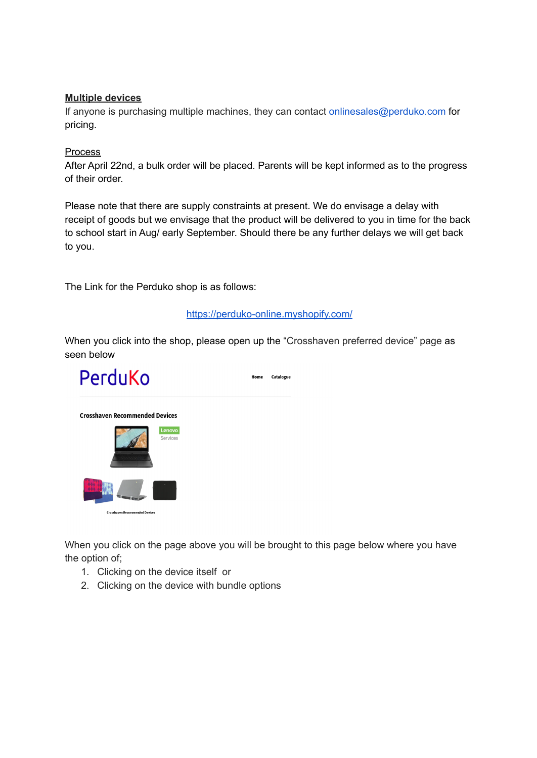**Multiple devices**

If anyone is purchasing multiple machines, they can contact onlinesales@perduko.com for pricing.

Process

After April 22nd, a bulk order will be placed. Parents will be kept informed as to the progress of their order.

Please note that there are supply constraints at present. We do envisage a delay with receipt of goods but we envisage that the product will be delivered to you in time for the back to school start in Aug/ early September. Should there be any further delays we will get back to you.

The Link for the Perduko shop is as follows:

https://perduko-online.myshopify.com/

When you click into the shop, please open up the "Crosshaven preferred device" page as seen below

When you click on the page above you will be brought to this page below where you have the option of;

1. Clicking on the device itself or
2. Clicking on the device with bundle options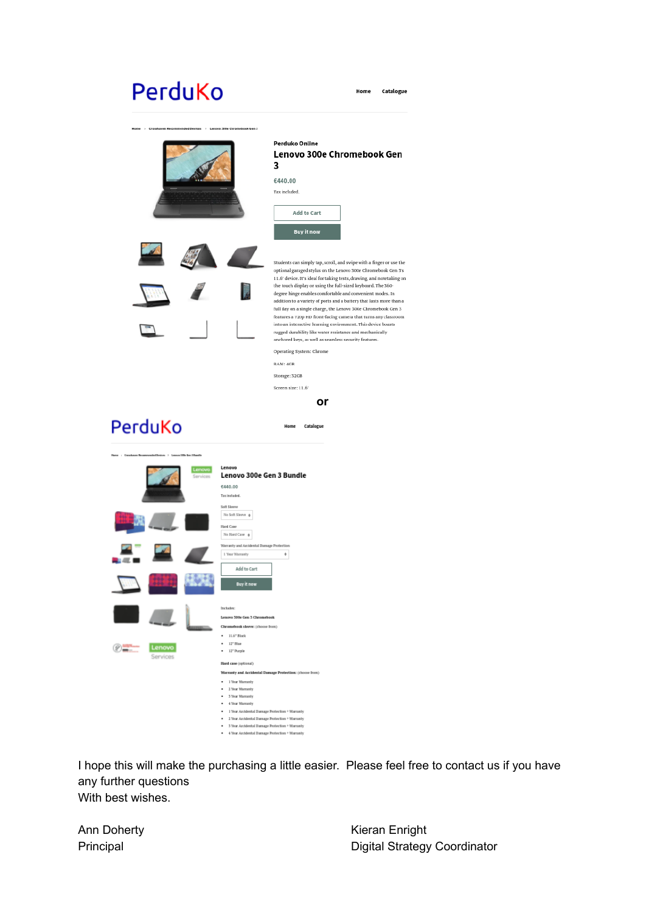PerduKo

Home Catalogue

Home › Crosshaven Recommended Devices › Lenovo 300e Chromebook Gen 3

Perduko Online

**Lenovo 300e Chromebook Gen 3**

€440.00

Tax included.

Add to Cart

Buy it now

Students can simply tap, scroll, and swipe with a finger or use the optional garaged stylus on the Lenovo 300e Chromebook Gen 3's 11.6' device. It's ideal for taking tests, drawing, and notetaking on the touch display or using the full-sized keyboard. The 360-degree hinge enables comfortable and convenient modes. In addition to a variety of ports and a battery that lasts more than a full day on a single charge, the Lenovo 300e Chromebook Gen 3 features a 720p HD front-facing camera that turns any classroom into an interactive learning environment. This device boasts rugged durability like water resistance and mechanically anchored keys, as well as seamless security features.

Operating System: Chrome

RAM: 4GB

Storage: 32GB

Screen size: 11.6'

**or**

PerduKo

Home Catalogue

Home › Crosshaven Recommended Devices › Lenovo 300e Gen 3 Bundle

Lenovo

**Lenovo 300e Gen 3 Bundle**

€440.00

Tax included.

Soft Sleeve

No Soft Sleeve

Hard Case

No Hard Case

Warranty and Accidental Damage Protection

1 Year Warranty

Add to Cart

Buy it now

Includes:

**Lenovo 300e Gen 3 Chromebook**

**Chromebook sleeve:** (choose from)

- 11.6" Black
- 12" Blue
- 12" Purple

Hard case (optional)

**Warranty and Accidental Damage Protection:** (choose from)

- 1 Year Warranty
- 2 Year Warranty
- 3 Year Warranty
- 4 Year Warranty
- 1 Year Accidental Damage Protection + Warranty
- 2 Year Accidental Damage Protection + Warranty
- 3 Year Accidental Damage Protection + Warranty
- 4 Year Accidental Damage Protection + Warranty

I hope this will make the purchasing a little easier. Please feel free to contact us if you have any further questions

With best wishes.

Ann Doherty
Principal

Kieran Enright
Digital Strategy Coordinator